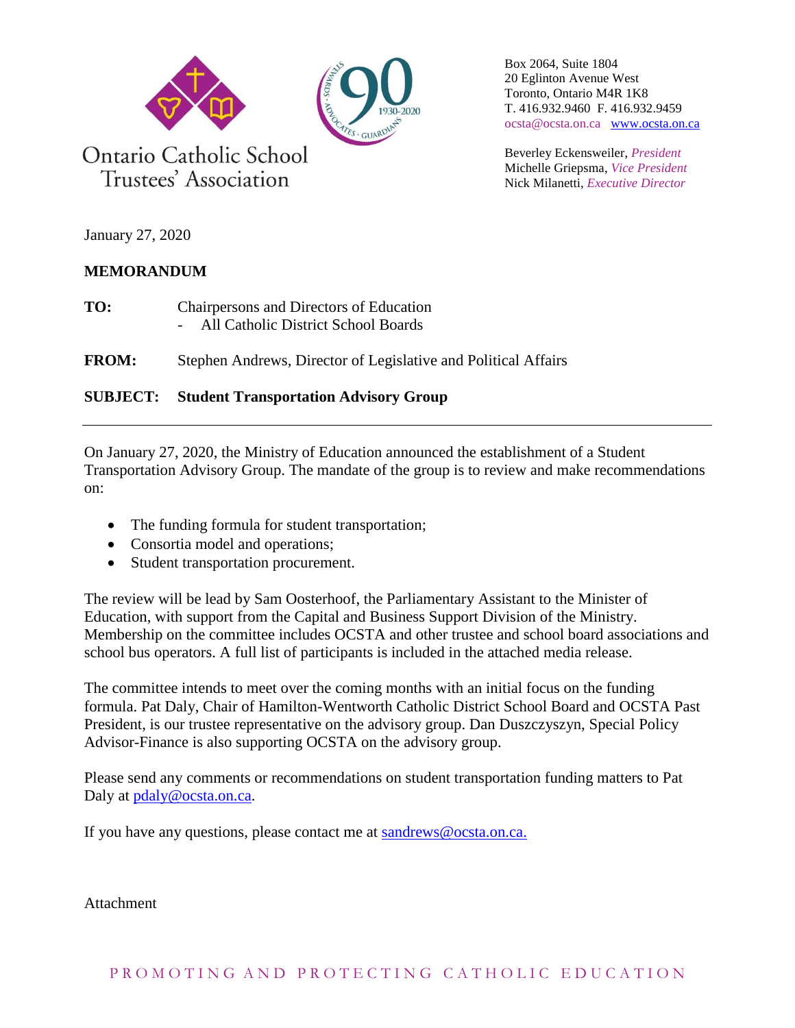Ontario Catholic School Trustees' Association

Box 2064, Suite 1804
20 Eglinton Avenue West
Toronto, Ontario M4R 1K8
T. 416.932.9460 F. 416.932.9459
ocsta@ocsta.on.ca www.ocsta.on.ca

Beverley Eckensweiler, *President*
Michelle Griepsma, *Vice President*
Nick Milanetti, *Executive Director*

January 27, 2020

**MEMORANDUM**

**TO:** Chairpersons and Directors of Education
- All Catholic District School Boards

**FROM:** Stephen Andrews, Director of Legislative and Political Affairs

**SUBJECT: Student Transportation Advisory Group**

---

On January 27, 2020, the Ministry of Education announced the establishment of a Student Transportation Advisory Group. The mandate of the group is to review and make recommendations on:

- The funding formula for student transportation;
- Consortia model and operations;
- Student transportation procurement.

The review will be lead by Sam Oosterhoof, the Parliamentary Assistant to the Minister of Education, with support from the Capital and Business Support Division of the Ministry. Membership on the committee includes OCSTA and other trustee and school board associations and school bus operators. A full list of participants is included in the attached media release.

The committee intends to meet over the coming months with an initial focus on the funding formula. Pat Daly, Chair of Hamilton-Wentworth Catholic District School Board and OCSTA Past President, is our trustee representative on the advisory group. Dan Duszczyszyn, Special Policy Advisor-Finance is also supporting OCSTA on the advisory group.

Please send any comments or recommendations on student transportation funding matters to Pat Daly at pdaly@ocsta.on.ca.

If you have any questions, please contact me at sandrews@ocsta.on.ca.

Attachment

PROMOTING AND PROTECTING CATHOLIC EDUCATION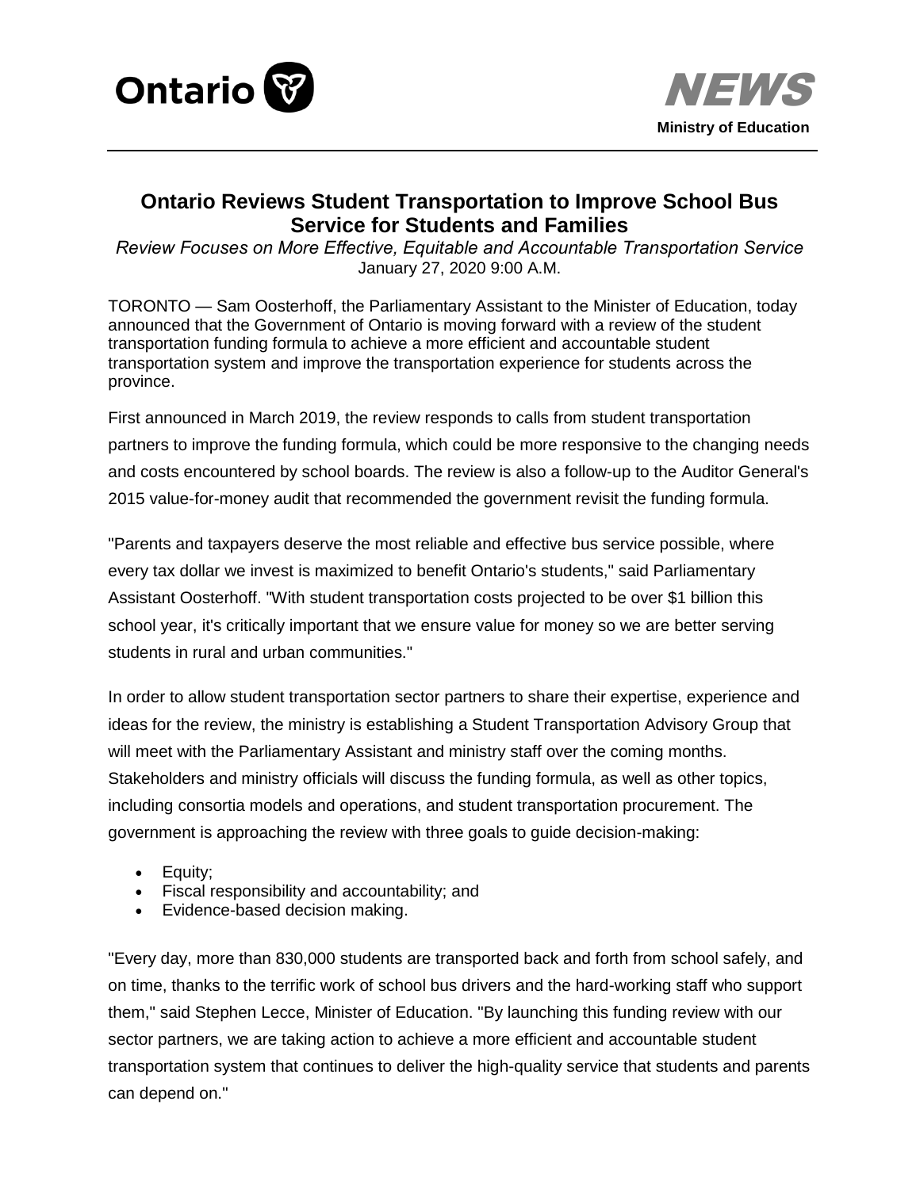Ontario

**NEWS**

**Ministry of Education**

# Ontario Reviews Student Transportation to Improve School Bus Service for Students and Families

*Review Focuses on More Effective, Equitable and Accountable Transportation Service*

January 27, 2020 9:00 A.M.

TORONTO — Sam Oosterhoff, the Parliamentary Assistant to the Minister of Education, today announced that the Government of Ontario is moving forward with a review of the student transportation funding formula to achieve a more efficient and accountable student transportation system and improve the transportation experience for students across the province.

First announced in March 2019, the review responds to calls from student transportation partners to improve the funding formula, which could be more responsive to the changing needs and costs encountered by school boards. The review is also a follow-up to the Auditor General's 2015 value-for-money audit that recommended the government revisit the funding formula.

"Parents and taxpayers deserve the most reliable and effective bus service possible, where every tax dollar we invest is maximized to benefit Ontario's students," said Parliamentary Assistant Oosterhoff. "With student transportation costs projected to be over $1 billion this school year, it's critically important that we ensure value for money so we are better serving students in rural and urban communities."

In order to allow student transportation sector partners to share their expertise, experience and ideas for the review, the ministry is establishing a Student Transportation Advisory Group that will meet with the Parliamentary Assistant and ministry staff over the coming months. Stakeholders and ministry officials will discuss the funding formula, as well as other topics, including consortia models and operations, and student transportation procurement. The government is approaching the review with three goals to guide decision-making:

- Equity;
- Fiscal responsibility and accountability; and
- Evidence-based decision making.

"Every day, more than 830,000 students are transported back and forth from school safely, and on time, thanks to the terrific work of school bus drivers and the hard-working staff who support them," said Stephen Lecce, Minister of Education. "By launching this funding review with our sector partners, we are taking action to achieve a more efficient and accountable student transportation system that continues to deliver the high-quality service that students and parents can depend on."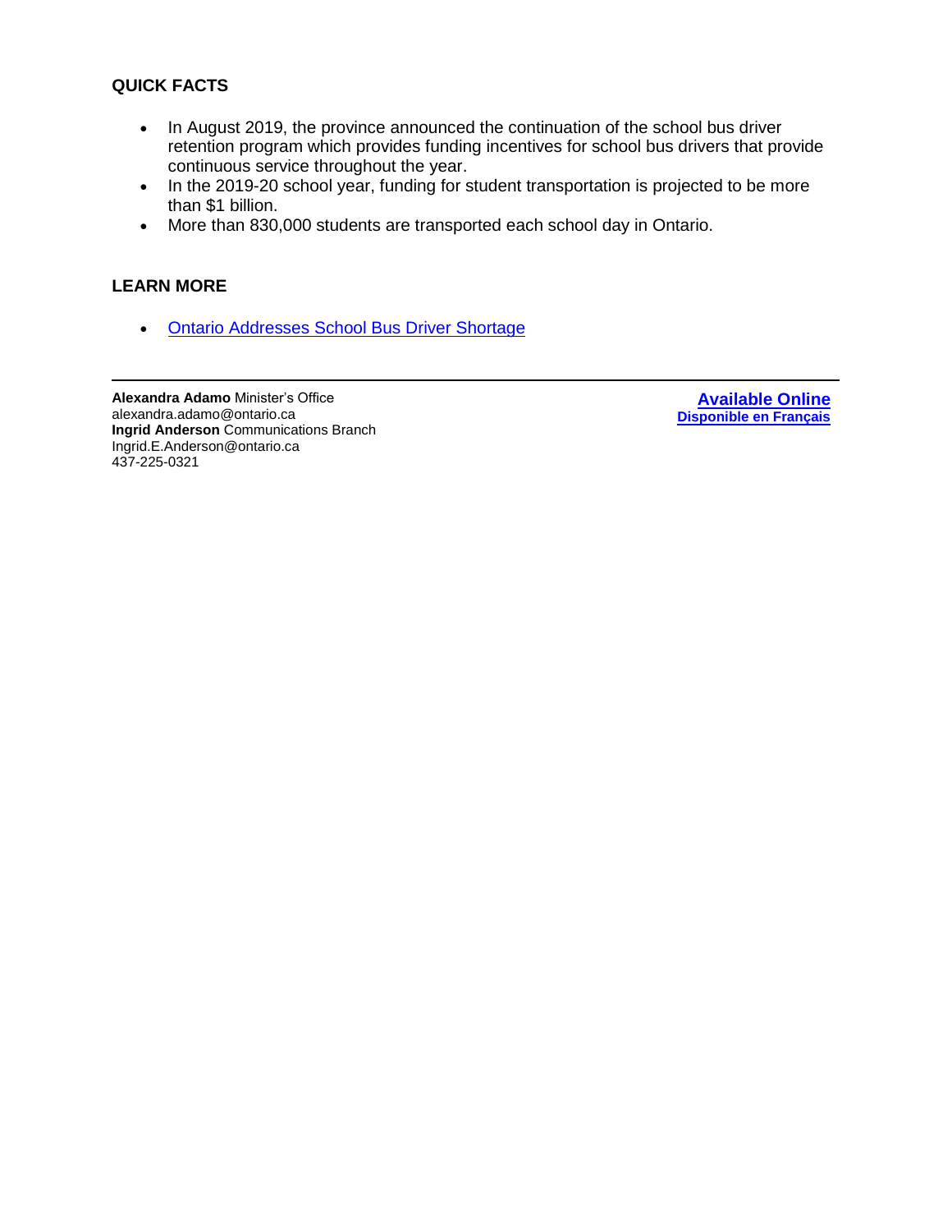## QUICK FACTS

- In August 2019, the province announced the continuation of the school bus driver retention program which provides funding incentives for school bus drivers that provide continuous service throughout the year.
- In the 2019-20 school year, funding for student transportation is projected to be more than $1 billion.
- More than 830,000 students are transported each school day in Ontario.

## LEARN MORE

- Ontario Addresses School Bus Driver Shortage

---

**Alexandra Adamo** Minister's Office
alexandra.adamo@ontario.ca
**Ingrid Anderson** Communications Branch
Ingrid.E.Anderson@ontario.ca
437-225-0321

**Available Online**
**Disponible en Français**